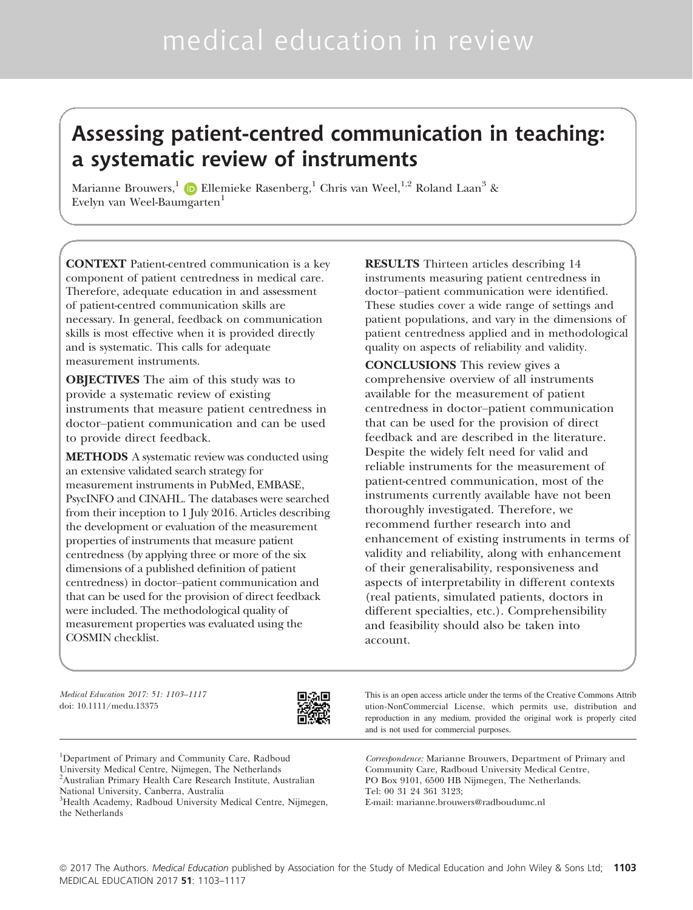# Assessing patient-centred communication in teaching: a systematic review of instruments

Marianne Brouwers,[1] Ellemieke Rasenberg,[1] Chris van Weel,[1,2] Roland Laan[3] & Evelyn van Weel-Baumgarten[1]

**CONTEXT** Patient-centred communication is a key component of patient centredness in medical care. Therefore, adequate education in and assessment of patient-centred communication skills are necessary. In general, feedback on communication skills is most effective when it is provided directly and is systematic. This calls for adequate measurement instruments.

**OBJECTIVES** The aim of this study was to provide a systematic review of existing instruments that measure patient centredness in doctor–patient communication and can be used to provide direct feedback.

**METHODS** A systematic review was conducted using an extensive validated search strategy for measurement instruments in PubMed, EMBASE, PsycINFO and CINAHL. The databases were searched from their inception to 1 July 2016. Articles describing the development or evaluation of the measurement properties of instruments that measure patient centredness (by applying three or more of the six dimensions of a published definition of patient centredness) in doctor–patient communication and that can be used for the provision of direct feedback were included. The methodological quality of measurement properties was evaluated using the COSMIN checklist.

**RESULTS** Thirteen articles describing 14 instruments measuring patient centredness in doctor–patient communication were identified. These studies cover a wide range of settings and patient populations, and vary in the dimensions of patient centredness applied and in methodological quality on aspects of reliability and validity.

**CONCLUSIONS** This review gives a comprehensive overview of all instruments available for the measurement of patient centredness in doctor–patient communication that can be used for the provision of direct feedback and are described in the literature. Despite the widely felt need for valid and reliable instruments for the measurement of patient-centred communication, most of the instruments currently available have not been thoroughly investigated. Therefore, we recommend further research into and enhancement of existing instruments in terms of validity and reliability, along with enhancement of their generalisability, responsiveness and aspects of interpretability in different contexts (real patients, simulated patients, doctors in different specialties, etc.). Comprehensibility and feasibility should also be taken into account.

*Medical Education 2017: 51: 1103–1117*
doi: 10.1111/medu.13375

This is an open access article under the terms of the Creative Commons Attribution-NonCommercial License, which permits use, distribution and reproduction in any medium, provided the original work is properly cited and is not used for commercial purposes.

[1]Department of Primary and Community Care, Radboud University Medical Centre, Nijmegen, The Netherlands
[2]Australian Primary Health Care Research Institute, Australian National University, Canberra, Australia
[3]Health Academy, Radboud University Medical Centre, Nijmegen, the Netherlands

*Correspondence:* Marianne Brouwers, Department of Primary and Community Care, Radboud University Medical Centre, PO Box 9101, 6500 HB Nijmegen, The Netherlands.
Tel: 00 31 24 361 3123;
E-mail: marianne.brouwers@radboudumc.nl

© 2017 The Authors. *Medical Education* published by Association for the Study of Medical Education and John Wiley & Sons Ltd;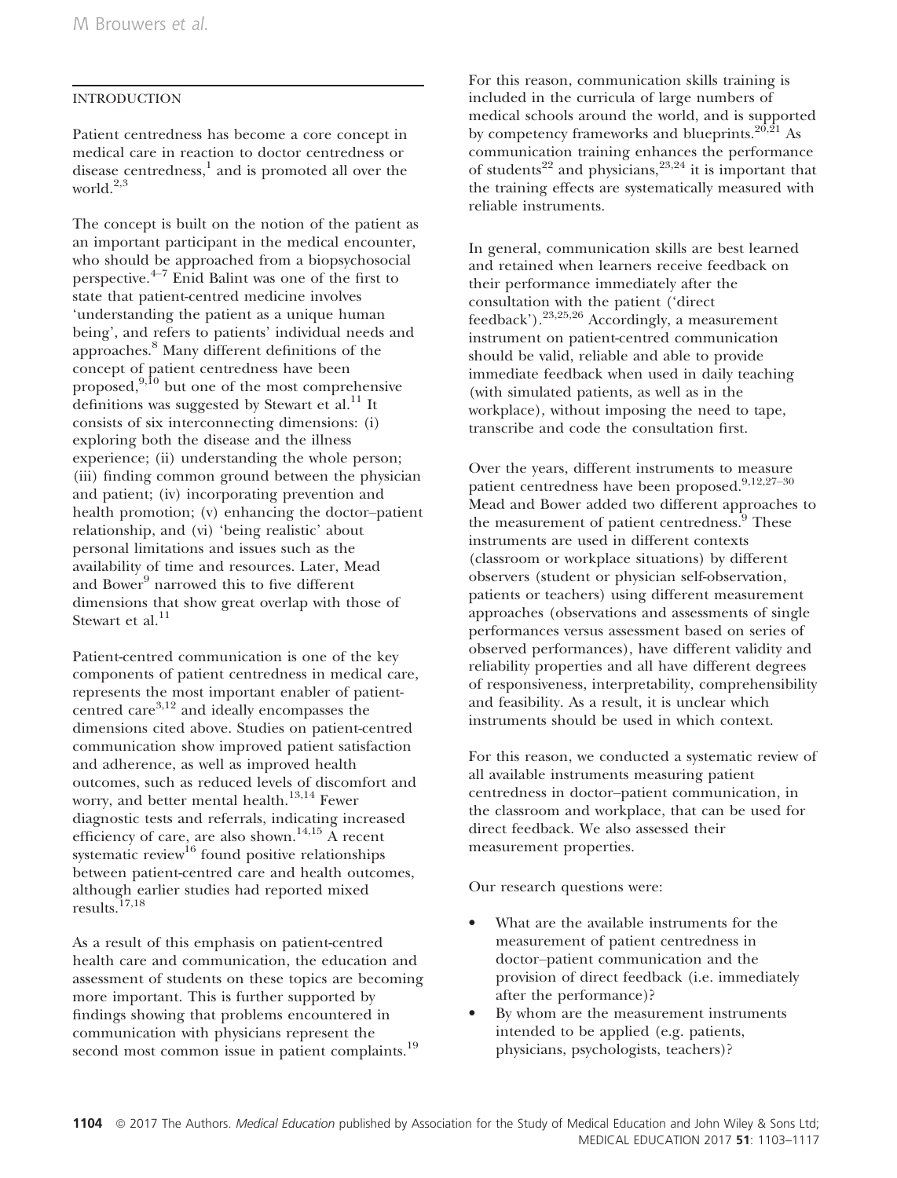## INTRODUCTION

Patient centredness has become a core concept in medical care in reaction to doctor centredness or disease centredness,[1] and is promoted all over the world.[2,3]

The concept is built on the notion of the patient as an important participant in the medical encounter, who should be approached from a biopsychosocial perspective.[4–7] Enid Balint was one of the first to state that patient-centred medicine involves 'understanding the patient as a unique human being', and refers to patients' individual needs and approaches.[8] Many different definitions of the concept of patient centredness have been proposed,[9,10] but one of the most comprehensive definitions was suggested by Stewart et al.[11] It consists of six interconnecting dimensions: (i) exploring both the disease and the illness experience; (ii) understanding the whole person; (iii) finding common ground between the physician and patient; (iv) incorporating prevention and health promotion; (v) enhancing the doctor–patient relationship, and (vi) 'being realistic' about personal limitations and issues such as the availability of time and resources. Later, Mead and Bower[9] narrowed this to five different dimensions that show great overlap with those of Stewart et al.[11]

Patient-centred communication is one of the key components of patient centredness in medical care, represents the most important enabler of patient-centred care[3,12] and ideally encompasses the dimensions cited above. Studies on patient-centred communication show improved patient satisfaction and adherence, as well as improved health outcomes, such as reduced levels of discomfort and worry, and better mental health.[13,14] Fewer diagnostic tests and referrals, indicating increased efficiency of care, are also shown.[14,15] A recent systematic review[16] found positive relationships between patient-centred care and health outcomes, although earlier studies had reported mixed results.[17,18]

As a result of this emphasis on patient-centred health care and communication, the education and assessment of students on these topics are becoming more important. This is further supported by findings showing that problems encountered in communication with physicians represent the second most common issue in patient complaints.[19]

For this reason, communication skills training is included in the curricula of large numbers of medical schools around the world, and is supported by competency frameworks and blueprints.[20,21] As communication training enhances the performance of students[22] and physicians,[23,24] it is important that the training effects are systematically measured with reliable instruments.

In general, communication skills are best learned and retained when learners receive feedback on their performance immediately after the consultation with the patient ('direct feedback').[23,25,26] Accordingly, a measurement instrument on patient-centred communication should be valid, reliable and able to provide immediate feedback when used in daily teaching (with simulated patients, as well as in the workplace), without imposing the need to tape, transcribe and code the consultation first.

Over the years, different instruments to measure patient centredness have been proposed.[9,12,27–30] Mead and Bower added two different approaches to the measurement of patient centredness.[9] These instruments are used in different contexts (classroom or workplace situations) by different observers (student or physician self-observation, patients or teachers) using different measurement approaches (observations and assessments of single performances versus assessment based on series of observed performances), have different validity and reliability properties and all have different degrees of responsiveness, interpretability, comprehensibility and feasibility. As a result, it is unclear which instruments should be used in which context.

For this reason, we conducted a systematic review of all available instruments measuring patient centredness in doctor–patient communication, in the classroom and workplace, that can be used for direct feedback. We also assessed their measurement properties.

Our research questions were:

- What are the available instruments for the measurement of patient centredness in doctor–patient communication and the provision of direct feedback (i.e. immediately after the performance)?
- By whom are the measurement instruments intended to be applied (e.g. patients, physicians, psychologists, teachers)?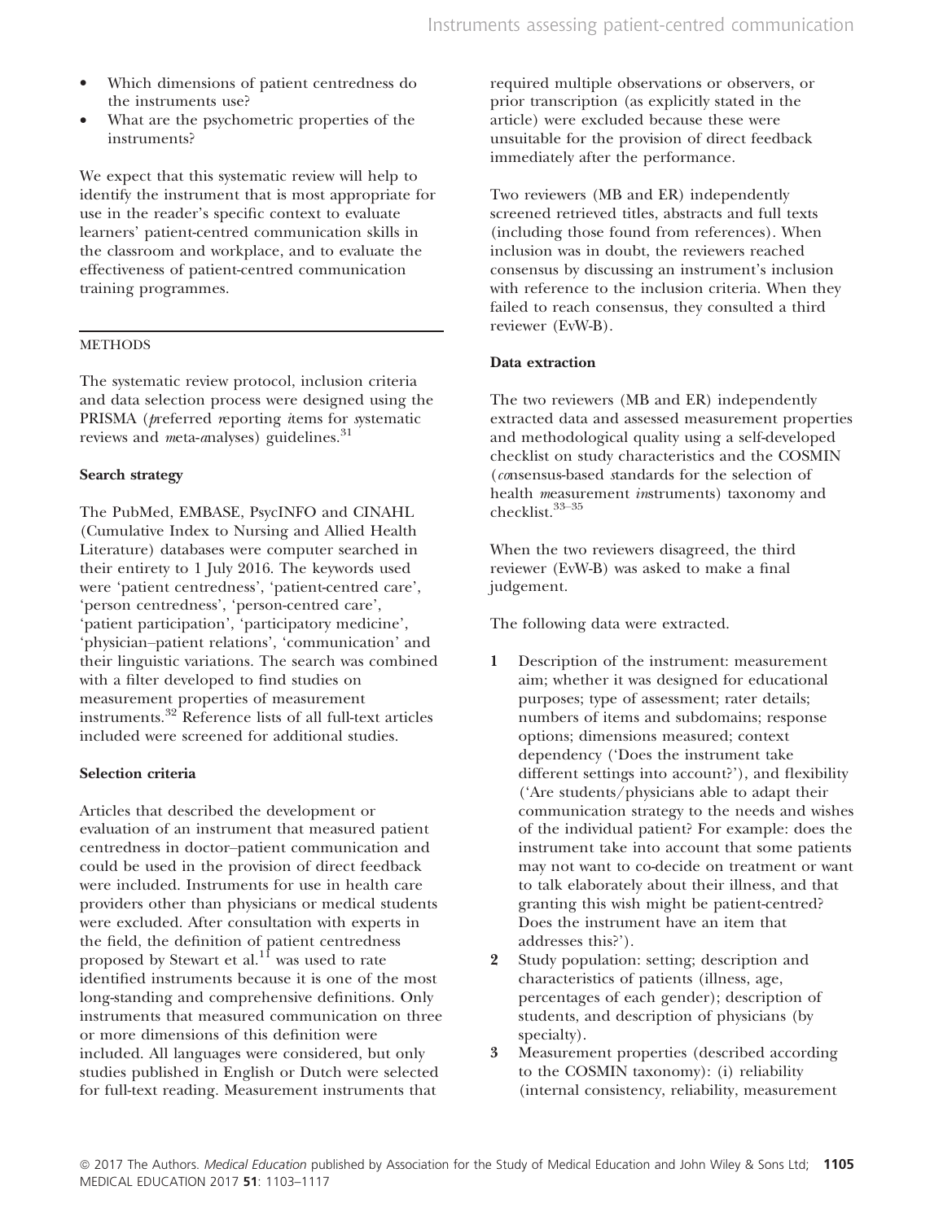- Which dimensions of patient centredness do the instruments use?
- What are the psychometric properties of the instruments?

We expect that this systematic review will help to identify the instrument that is most appropriate for use in the reader's specific context to evaluate learners' patient-centred communication skills in the classroom and workplace, and to evaluate the effectiveness of patient-centred communication training programmes.

## METHODS

The systematic review protocol, inclusion criteria and data selection process were designed using the PRISMA (*p*referred *r*eporting *i*tems for *s*ystematic reviews and *m*eta-*a*nalyses) guidelines.[31]

### Search strategy

The PubMed, EMBASE, PsycINFO and CINAHL (Cumulative Index to Nursing and Allied Health Literature) databases were computer searched in their entirety to 1 July 2016. The keywords used were 'patient centredness', 'patient-centred care', 'person centredness', 'person-centred care', 'patient participation', 'participatory medicine', 'physician–patient relations', 'communication' and their linguistic variations. The search was combined with a filter developed to find studies on measurement properties of measurement instruments.[32] Reference lists of all full-text articles included were screened for additional studies.

### Selection criteria

Articles that described the development or evaluation of an instrument that measured patient centredness in doctor–patient communication and could be used in the provision of direct feedback were included. Instruments for use in health care providers other than physicians or medical students were excluded. After consultation with experts in the field, the definition of patient centredness proposed by Stewart et al.[11] was used to rate identified instruments because it is one of the most long-standing and comprehensive definitions. Only instruments that measured communication on three or more dimensions of this definition were included. All languages were considered, but only studies published in English or Dutch were selected for full-text reading. Measurement instruments that required multiple observations or observers, or prior transcription (as explicitly stated in the article) were excluded because these were unsuitable for the provision of direct feedback immediately after the performance.

Two reviewers (MB and ER) independently screened retrieved titles, abstracts and full texts (including those found from references). When inclusion was in doubt, the reviewers reached consensus by discussing an instrument's inclusion with reference to the inclusion criteria. When they failed to reach consensus, they consulted a third reviewer (EvW-B).

### Data extraction

The two reviewers (MB and ER) independently extracted data and assessed measurement properties and methodological quality using a self-developed checklist on study characteristics and the COSMIN (*co*nsensus-based *s*tandards for the selection of health *m*easurement *in*struments) taxonomy and checklist.[33–35]

When the two reviewers disagreed, the third reviewer (EvW-B) was asked to make a final judgement.

The following data were extracted.

1. Description of the instrument: measurement aim; whether it was designed for educational purposes; type of assessment; rater details; numbers of items and subdomains; response options; dimensions measured; context dependency ('Does the instrument take different settings into account?'), and flexibility ('Are students/physicians able to adapt their communication strategy to the needs and wishes of the individual patient? For example: does the instrument take into account that some patients may not want to co-decide on treatment or want to talk elaborately about their illness, and that granting this wish might be patient-centred? Does the instrument have an item that addresses this?').
2. Study population: setting; description and characteristics of patients (illness, age, percentages of each gender); description of students, and description of physicians (by specialty).
3. Measurement properties (described according to the COSMIN taxonomy): (i) reliability (internal consistency, reliability, measurement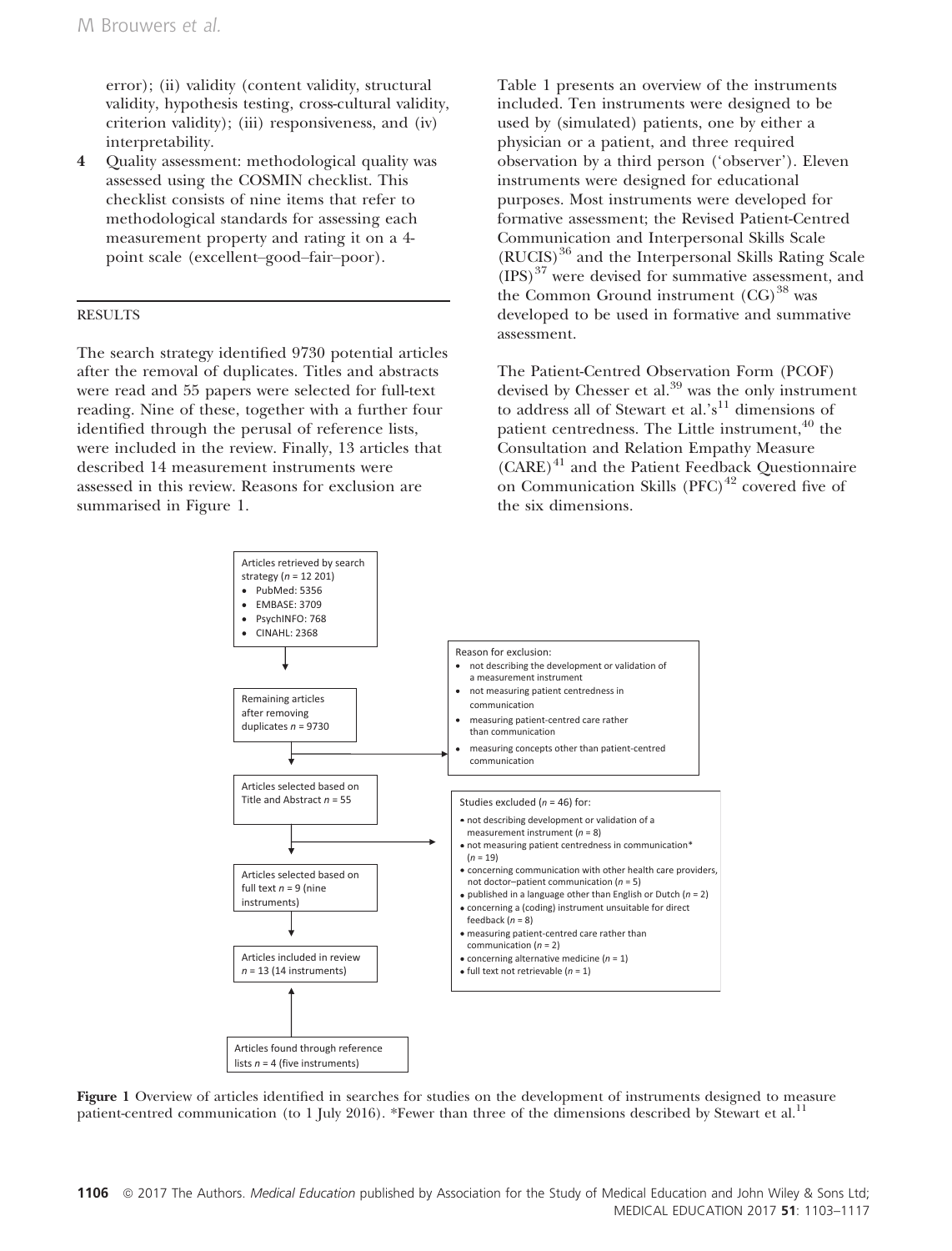error); (ii) validity (content validity, structural validity, hypothesis testing, cross-cultural validity, criterion validity); (iii) responsiveness, and (iv) interpretability.

4 Quality assessment: methodological quality was assessed using the COSMIN checklist. This checklist consists of nine items that refer to methodological standards for assessing each measurement property and rating it on a 4-point scale (excellent–good–fair–poor).

## RESULTS

The search strategy identified 9730 potential articles after the removal of duplicates. Titles and abstracts were read and 55 papers were selected for full-text reading. Nine of these, together with a further four identified through the perusal of reference lists, were included in the review. Finally, 13 articles that described 14 measurement instruments were assessed in this review. Reasons for exclusion are summarised in Figure 1.

Table 1 presents an overview of the instruments included. Ten instruments were designed to be used by (simulated) patients, one by either a physician or a patient, and three required observation by a third person ('observer'). Eleven instruments were designed for educational purposes. Most instruments were developed for formative assessment; the Revised Patient-Centred Communication and Interpersonal Skills Scale (RUCIS)[36] and the Interpersonal Skills Rating Scale (IPS)[37] were devised for summative assessment, and the Common Ground instrument (CG)[38] was developed to be used in formative and summative assessment.

The Patient-Centred Observation Form (PCOF) devised by Chesser et al.[39] was the only instrument to address all of Stewart et al.'s[11] dimensions of patient centredness. The Little instrument,[40] the Consultation and Relation Empathy Measure (CARE)[41] and the Patient Feedback Questionnaire on Communication Skills (PFC)[42] covered five of the six dimensions.

Articles retrieved by search strategy (n = 12 201)
- PubMed: 5356
- EMBASE: 3709
- PsychINFO: 768
- CINAHL: 2368

Remaining articles after removing duplicates n = 9730

Reason for exclusion:
- not describing the development or validation of a measurement instrument
- not measuring patient centredness in communication
- measuring patient-centred care rather than communication
- measuring concepts other than patient-centred communication

Articles selected based on Title and Abstract n = 55

Studies excluded (n = 46) for:
- not describing development or validation of a measurement instrument (n = 8)
- not measuring patient centredness in communication* (n = 19)
- concerning communication with other health care providers, not doctor–patient communication (n = 5)
- published in a language other than English or Dutch (n = 2)
- concerning a (coding) instrument unsuitable for direct feedback (n = 8)
- measuring patient-centred care rather than communication (n = 2)
- concerning alternative medicine (n = 1)
- full text not retrievable (n = 1)

Articles selected based on full text n = 9 (nine instruments)

Articles included in review n = 13 (14 instruments)

Articles found through reference lists n = 4 (five instruments)

**Figure 1** Overview of articles identified in searches for studies on the development of instruments designed to measure patient-centred communication (to 1 July 2016). *Fewer than three of the dimensions described by Stewart et al.[11]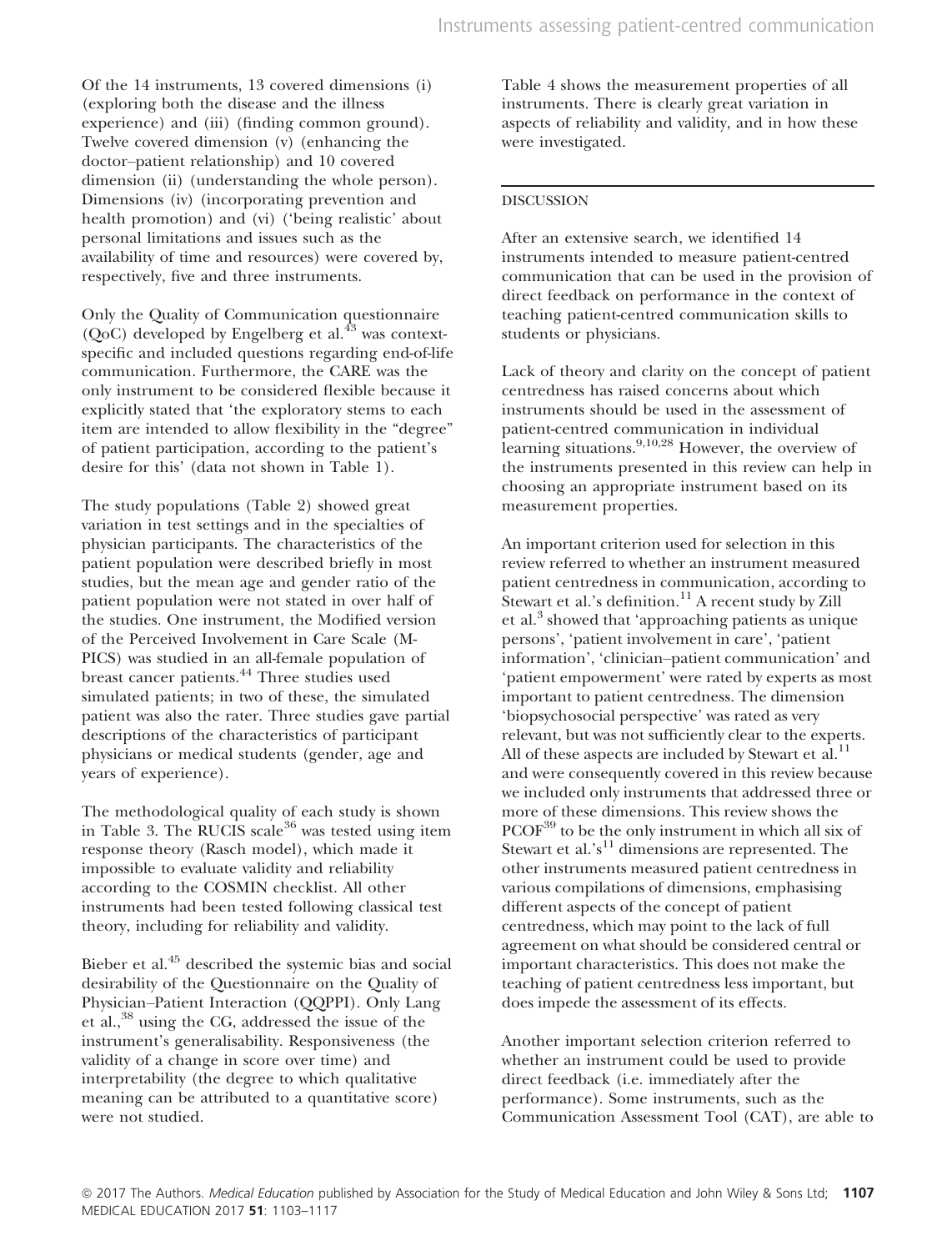Of the 14 instruments, 13 covered dimensions (i) (exploring both the disease and the illness experience) and (iii) (finding common ground). Twelve covered dimension (v) (enhancing the doctor–patient relationship) and 10 covered dimension (ii) (understanding the whole person). Dimensions (iv) (incorporating prevention and health promotion) and (vi) ('being realistic' about personal limitations and issues such as the availability of time and resources) were covered by, respectively, five and three instruments.

Only the Quality of Communication questionnaire (QoC) developed by Engelberg et al.[43] was context-specific and included questions regarding end-of-life communication. Furthermore, the CARE was the only instrument to be considered flexible because it explicitly stated that 'the exploratory stems to each item are intended to allow flexibility in the "degree" of patient participation, according to the patient's desire for this' (data not shown in Table 1).

The study populations (Table 2) showed great variation in test settings and in the specialties of physician participants. The characteristics of the patient population were described briefly in most studies, but the mean age and gender ratio of the patient population were not stated in over half of the studies. One instrument, the Modified version of the Perceived Involvement in Care Scale (M-PICS) was studied in an all-female population of breast cancer patients.[44] Three studies used simulated patients; in two of these, the simulated patient was also the rater. Three studies gave partial descriptions of the characteristics of participant physicians or medical students (gender, age and years of experience).

The methodological quality of each study is shown in Table 3. The RUCIS scale[36] was tested using item response theory (Rasch model), which made it impossible to evaluate validity and reliability according to the COSMIN checklist. All other instruments had been tested following classical test theory, including for reliability and validity.

Bieber et al.[45] described the systemic bias and social desirability of the Questionnaire on the Quality of Physician–Patient Interaction (QQPPI). Only Lang et al.,[38] using the CG, addressed the issue of the instrument's generalisability. Responsiveness (the validity of a change in score over time) and interpretability (the degree to which qualitative meaning can be attributed to a quantitative score) were not studied.

Table 4 shows the measurement properties of all instruments. There is clearly great variation in aspects of reliability and validity, and in how these were investigated.

## DISCUSSION

After an extensive search, we identified 14 instruments intended to measure patient-centred communication that can be used in the provision of direct feedback on performance in the context of teaching patient-centred communication skills to students or physicians.

Lack of theory and clarity on the concept of patient centredness has raised concerns about which instruments should be used in the assessment of patient-centred communication in individual learning situations.[9,10,28] However, the overview of the instruments presented in this review can help in choosing an appropriate instrument based on its measurement properties.

An important criterion used for selection in this review referred to whether an instrument measured patient centredness in communication, according to Stewart et al.'s definition.[11] A recent study by Zill et al.[3] showed that 'approaching patients as unique persons', 'patient involvement in care', 'patient information', 'clinician–patient communication' and 'patient empowerment' were rated by experts as most important to patient centredness. The dimension 'biopsychosocial perspective' was rated as very relevant, but was not sufficiently clear to the experts. All of these aspects are included by Stewart et al.[11] and were consequently covered in this review because we included only instruments that addressed three or more of these dimensions. This review shows the PCOF[39] to be the only instrument in which all six of Stewart et al.'s[11] dimensions are represented. The other instruments measured patient centredness in various compilations of dimensions, emphasising different aspects of the concept of patient centredness, which may point to the lack of full agreement on what should be considered central or important characteristics. This does not make the teaching of patient centredness less important, but does impede the assessment of its effects.

Another important selection criterion referred to whether an instrument could be used to provide direct feedback (i.e. immediately after the performance). Some instruments, such as the Communication Assessment Tool (CAT), are able to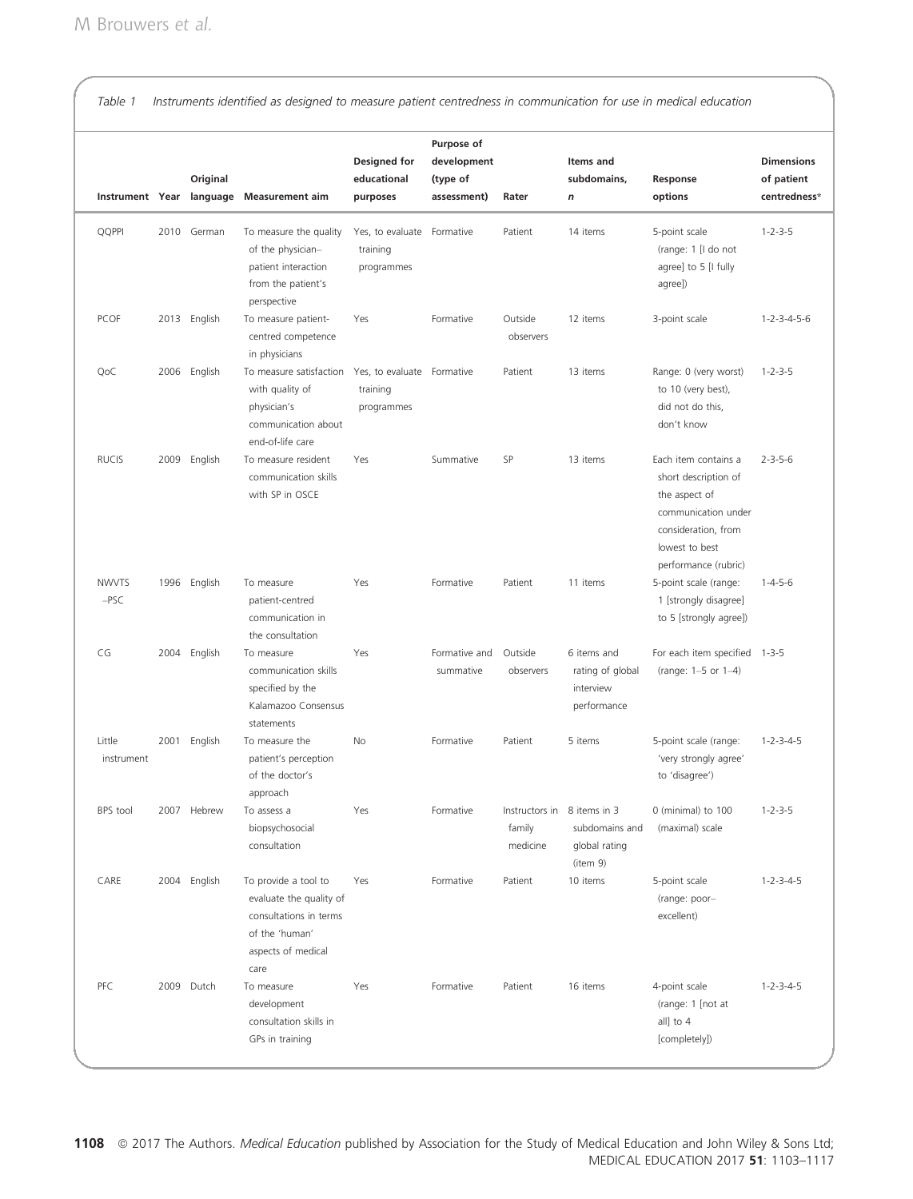Table 1 *Instruments identified as designed to measure patient centredness in communication for use in medical education*

| Instrument | Year | Original language | Measurement aim | Designed for educational purposes | Purpose of development (type of assessment) | Rater | Items and subdomains, *n* | Response options | Dimensions of patient centredness* |
|---|---|---|---|---|---|---|---|---|---|
| QQPPI | 2010 | German | To measure the quality of the physician–patient interaction from the patient's perspective | Yes, to evaluate training programmes | Formative | Patient | 14 items | 5-point scale (range: 1 [I do not agree] to 5 [I fully agree]) | 1-2-3-5 |
| PCOF | 2013 | English | To measure patient-centred competence in physicians | Yes | Formative | Outside observers | 12 items | 3-point scale | 1-2-3-4-5-6 |
| QoC | 2006 | English | To measure satisfaction with quality of physician's communication about end-of-life care | Yes, to evaluate training programmes | Formative | Patient | 13 items | Range: 0 (very worst) to 10 (very best), did not do this, don't know | 1-2-3-5 |
| RUCIS | 2009 | English | To measure resident communication skills with SP in OSCE | Yes | Summative | SP | 13 items | Each item contains a short description of the aspect of communication under consideration, from lowest to best performance (rubric) | 2-3-5-6 |
| NWVTS –PSC | 1996 | English | To measure patient-centred communication in the consultation | Yes | Formative | Patient | 11 items | 5-point scale (range: 1 [strongly disagree] to 5 [strongly agree]) | 1-4-5-6 |
| CG | 2004 | English | To measure communication skills specified by the Kalamazoo Consensus statements | Yes | Formative and summative | Outside observers | 6 items and rating of global interview performance | For each item specified (range: 1–5 or 1–4) | 1-3-5 |
| Little instrument | 2001 | English | To measure the patient's perception of the doctor's approach | No | Formative | Patient | 5 items | 5-point scale (range: 'very strongly agree' to 'disagree') | 1-2-3-4-5 |
| BPS tool | 2007 | Hebrew | To assess a biopsychosocial consultation | Yes | Formative | Instructors in family medicine | 8 items in 3 subdomains and global rating (item 9) | 0 (minimal) to 100 (maximal) scale | 1-2-3-5 |
| CARE | 2004 | English | To provide a tool to evaluate the quality of consultations in terms of the 'human' aspects of medical care | Yes | Formative | Patient | 10 items | 5-point scale (range: poor–excellent) | 1-2-3-4-5 |
| PFC | 2009 | Dutch | To measure development consultation skills in GPs in training | Yes | Formative | Patient | 16 items | 4-point scale (range: 1 [not at all] to 4 [completely]) | 1-2-3-4-5 |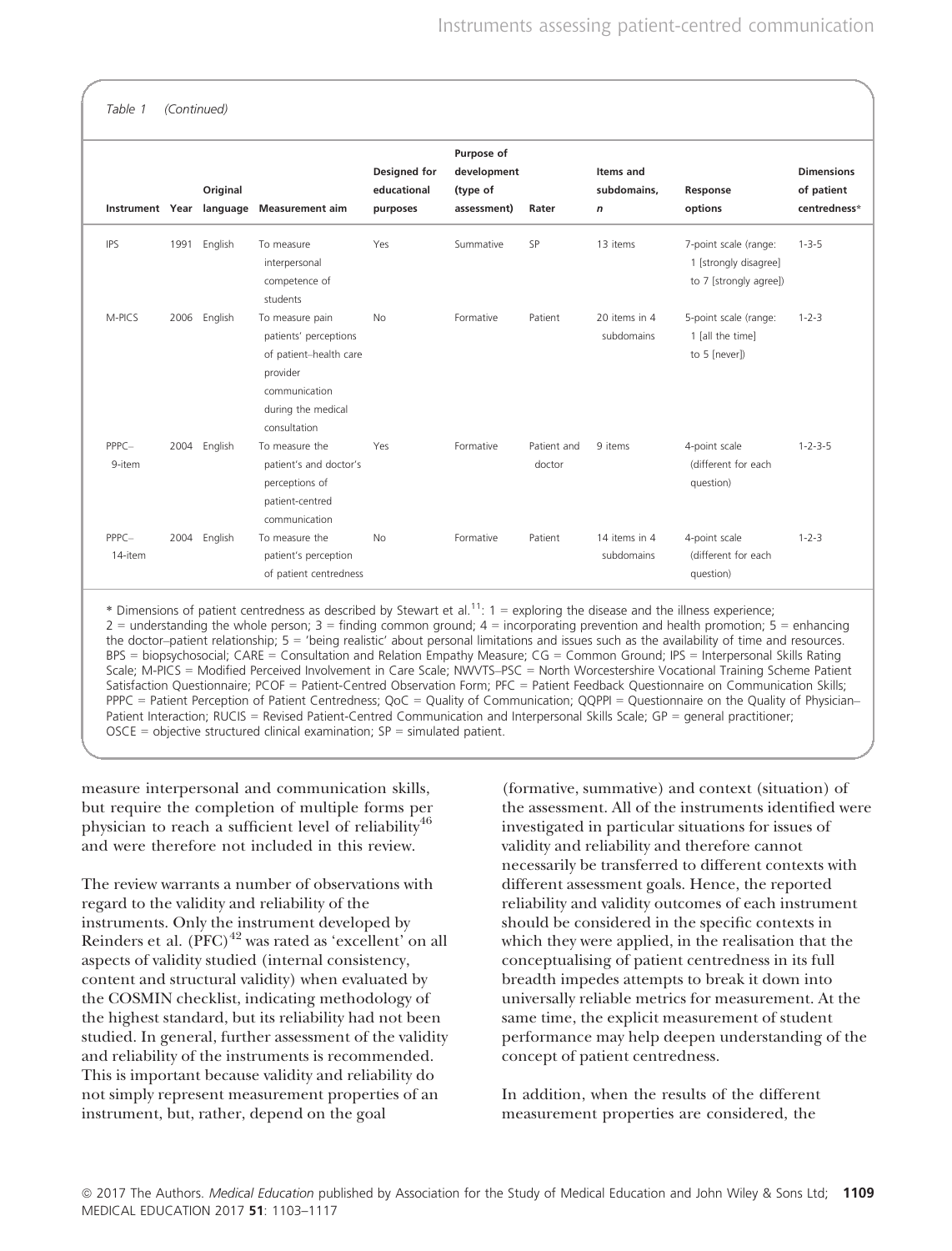Table 1 (Continued)

| Instrument | Year | Original language | Measurement aim | Designed for educational purposes | Purpose of development (type of assessment) | Rater | Items and subdomains, *n* | Response options | Dimensions of patient centredness* |
|---|---|---|---|---|---|---|---|---|---|
| IPS | 1991 | English | To measure interpersonal competence of students | Yes | Summative | SP | 13 items | 7-point scale (range: 1 [strongly disagree] to 7 [strongly agree]) | 1-3-5 |
| M-PICS | 2006 | English | To measure pain patients' perceptions of patient–health care provider communication during the medical consultation | No | Formative | Patient | 20 items in 4 subdomains | 5-point scale (range: 1 [all the time] to 5 [never]) | 1-2-3 |
| PPPC–9-item | 2004 | English | To measure the patient's and doctor's perceptions of patient-centred communication | Yes | Formative | Patient and doctor | 9 items | 4-point scale (different for each question) | 1-2-3-5 |
| PPPC–14-item | 2004 | English | To measure the patient's perception of patient centredness | No | Formative | Patient | 14 items in 4 subdomains | 4-point scale (different for each question) | 1-2-3 |

* Dimensions of patient centredness as described by Stewart et al.[11]: 1 = exploring the disease and the illness experience; 2 = understanding the whole person; 3 = finding common ground; 4 = incorporating prevention and health promotion; 5 = enhancing the doctor–patient relationship; 5 = 'being realistic' about personal limitations and issues such as the availability of time and resources. BPS = biopsychosocial; CARE = Consultation and Relation Empathy Measure; CG = Common Ground; IPS = Interpersonal Skills Rating Scale; M-PICS = Modified Perceived Involvement in Care Scale; NWVTS–PSC = North Worcestershire Vocational Training Scheme Patient Satisfaction Questionnaire; PCOF = Patient-Centred Observation Form; PFC = Patient Feedback Questionnaire on Communication Skills; PPPC = Patient Perception of Patient Centredness; QoC = Quality of Communication; QQPPI = Questionnaire on the Quality of Physician–Patient Interaction; RUCIS = Revised Patient-Centred Communication and Interpersonal Skills Scale; GP = general practitioner; OSCE = objective structured clinical examination; SP = simulated patient.

measure interpersonal and communication skills, but require the completion of multiple forms per physician to reach a sufficient level of reliability[46] and were therefore not included in this review.

The review warrants a number of observations with regard to the validity and reliability of the instruments. Only the instrument developed by Reinders et al. (PFC)[42] was rated as 'excellent' on all aspects of validity studied (internal consistency, content and structural validity) when evaluated by the COSMIN checklist, indicating methodology of the highest standard, but its reliability had not been studied. In general, further assessment of the validity and reliability of the instruments is recommended. This is important because validity and reliability do not simply represent measurement properties of an instrument, but, rather, depend on the goal (formative, summative) and context (situation) of the assessment. All of the instruments identified were investigated in particular situations for issues of validity and reliability and therefore cannot necessarily be transferred to different contexts with different assessment goals. Hence, the reported reliability and validity outcomes of each instrument should be considered in the specific contexts in which they were applied, in the realisation that the conceptualising of patient centredness in its full breadth impedes attempts to break it down into universally reliable metrics for measurement. At the same time, the explicit measurement of student performance may help deepen understanding of the concept of patient centredness.

In addition, when the results of the different measurement properties are considered, the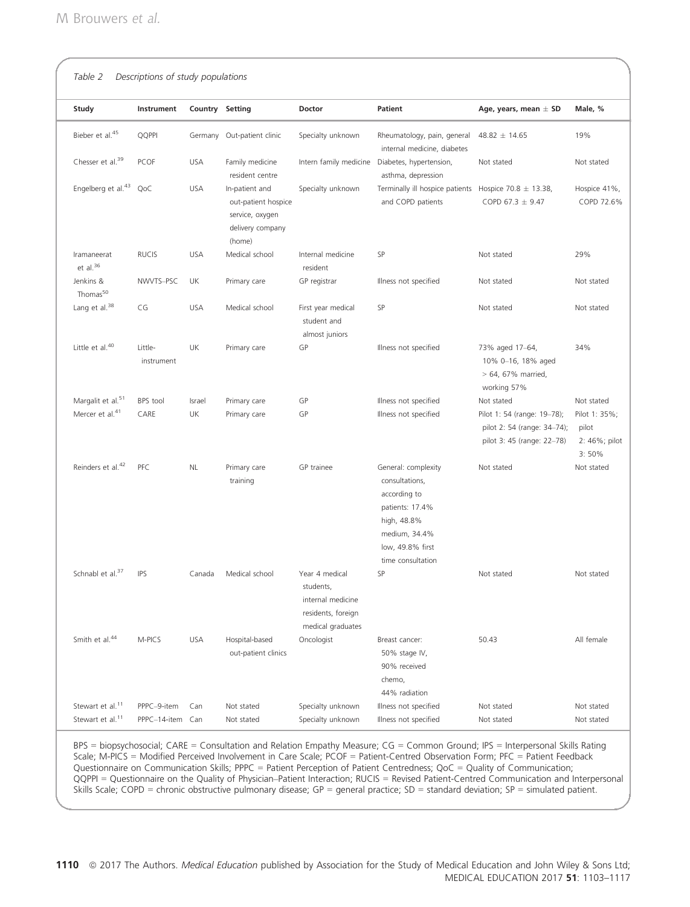*Table 2 Descriptions of study populations*

| Study | Instrument | Country | Setting | Doctor | Patient | Age, years, mean ± SD | Male, % |
|---|---|---|---|---|---|---|---|
| Bieber et al.[45] | QQPPI | Germany | Out-patient clinic | Specialty unknown | Rheumatology, pain, general internal medicine, diabetes | 48.82 ± 14.65 | 19% |
| Chesser et al.[39] | PCOF | USA | Family medicine resident centre | Intern family medicine | Diabetes, hypertension, asthma, depression | Not stated | Not stated |
| Engelberg et al.[43] | QoC | USA | In-patient and out-patient hospice service, oxygen delivery company (home) | Specialty unknown | Terminally ill hospice patients and COPD patients | Hospice 70.8 ± 13.38, COPD 67.3 ± 9.47 | Hospice 41%, COPD 72.6% |
| Iramaneerat et al.[36] | RUCIS | USA | Medical school | Internal medicine resident | SP | Not stated | 29% |
| Jenkins & Thomas[50] | NWVTS–PSC | UK | Primary care | GP registrar | Illness not specified | Not stated | Not stated |
| Lang et al.[38] | CG | USA | Medical school | First year medical student and almost juniors | SP | Not stated | Not stated |
| Little et al.[40] | Little-instrument | UK | Primary care | GP | Illness not specified | 73% aged 17–64, 10% 0–16, 18% aged > 64, 67% married, working 57% | 34% |
| Margalit et al.[51] | BPS tool | Israel | Primary care | GP | Illness not specified | Not stated | Not stated |
| Mercer et al.[41] | CARE | UK | Primary care | GP | Illness not specified | Pilot 1: 54 (range: 19–78); pilot 2: 54 (range: 34–74); pilot 3: 45 (range: 22–78) | Pilot 1: 35%; pilot 2: 46%; pilot 3: 50% |
| Reinders et al.[42] | PFC | NL | Primary care training | GP trainee | General: complexity consultations, according to patients: 17.4% high, 48.8% medium, 34.4% low, 49.8% first time consultation | Not stated | Not stated |
| Schnabl et al.[37] | IPS | Canada | Medical school | Year 4 medical students, internal medicine residents, foreign medical graduates | SP | Not stated | Not stated |
| Smith et al.[44] | M-PICS | USA | Hospital-based out-patient clinics | Oncologist | Breast cancer: 50% stage IV, 90% received chemo, 44% radiation | 50.43 | All female |
| Stewart et al.[11] | PPPC–9-item | Can | Not stated | Specialty unknown | Illness not specified | Not stated | Not stated |
| Stewart et al.[11] | PPPC–14-item | Can | Not stated | Specialty unknown | Illness not specified | Not stated | Not stated |

BPS = biopsychosocial; CARE = Consultation and Relation Empathy Measure; CG = Common Ground; IPS = Interpersonal Skills Rating Scale; M-PICS = Modified Perceived Involvement in Care Scale; PCOF = Patient-Centred Observation Form; PFC = Patient Feedback Questionnaire on Communication Skills; PPPC = Patient Perception of Patient Centredness; QoC = Quality of Communication; QQPPI = Questionnaire on the Quality of Physician–Patient Interaction; RUCIS = Revised Patient-Centred Communication and Interpersonal Skills Scale; COPD = chronic obstructive pulmonary disease; GP = general practice; SD = standard deviation; SP = simulated patient.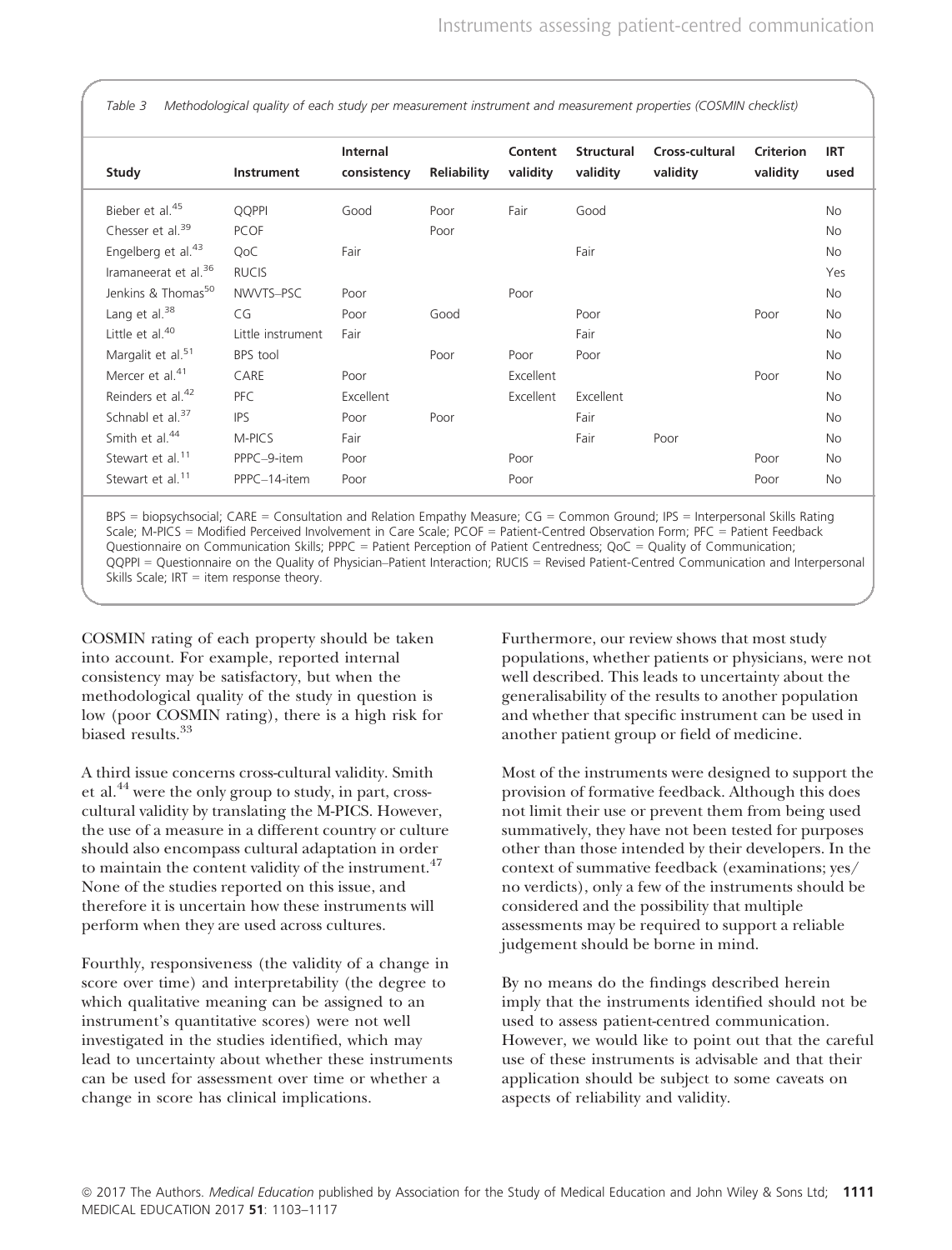Table 3 Methodological quality of each study per measurement instrument and measurement properties (COSMIN checklist)

| Study | Instrument | Internal consistency | Reliability | Content validity | Structural validity | Cross-cultural validity | Criterion validity | IRT used |
|---|---|---|---|---|---|---|---|---|
| Bieber et al.[45] | QQPPI | Good | Poor | Fair | Good | | | No |
| Chesser et al.[39] | PCOF | | Poor | | | | | No |
| Engelberg et al.[43] | QoC | Fair | | | Fair | | | No |
| Iramaneerat et al.[36] | RUCIS | | | | | | | Yes |
| Jenkins & Thomas[50] | NWVTS–PSC | Poor | | Poor | | | | No |
| Lang et al.[38] | CG | Poor | Good | | Poor | | Poor | No |
| Little et al.[40] | Little instrument | Fair | | | Fair | | | No |
| Margalit et al.[51] | BPS tool | | Poor | Poor | Poor | | | No |
| Mercer et al.[41] | CARE | Poor | | Excellent | | | Poor | No |
| Reinders et al.[42] | PFC | Excellent | | Excellent | Excellent | | | No |
| Schnabl et al.[37] | IPS | Poor | Poor | | Fair | | | No |
| Smith et al.[44] | M-PICS | Fair | | | Fair | Poor | | No |
| Stewart et al.[11] | PPPC–9-item | Poor | | Poor | | | Poor | No |
| Stewart et al.[11] | PPPC–14-item | Poor | | Poor | | | Poor | No |

BPS = biopsychsocial; CARE = Consultation and Relation Empathy Measure; CG = Common Ground; IPS = Interpersonal Skills Rating Scale; M-PICS = Modified Perceived Involvement in Care Scale; PCOF = Patient-Centred Observation Form; PFC = Patient Feedback Questionnaire on Communication Skills; PPPC = Patient Perception of Patient Centredness; QoC = Quality of Communication; QQPPI = Questionnaire on the Quality of Physician–Patient Interaction; RUCIS = Revised Patient-Centred Communication and Interpersonal Skills Scale; IRT = item response theory.

COSMIN rating of each property should be taken into account. For example, reported internal consistency may be satisfactory, but when the methodological quality of the study in question is low (poor COSMIN rating), there is a high risk for biased results.[33]

A third issue concerns cross-cultural validity. Smith et al.[44] were the only group to study, in part, cross-cultural validity by translating the M-PICS. However, the use of a measure in a different country or culture should also encompass cultural adaptation in order to maintain the content validity of the instrument.[47] None of the studies reported on this issue, and therefore it is uncertain how these instruments will perform when they are used across cultures.

Fourthly, responsiveness (the validity of a change in score over time) and interpretability (the degree to which qualitative meaning can be assigned to an instrument's quantitative scores) were not well investigated in the studies identified, which may lead to uncertainty about whether these instruments can be used for assessment over time or whether a change in score has clinical implications.

Furthermore, our review shows that most study populations, whether patients or physicians, were not well described. This leads to uncertainty about the generalisability of the results to another population and whether that specific instrument can be used in another patient group or field of medicine.

Most of the instruments were designed to support the provision of formative feedback. Although this does not limit their use or prevent them from being used summatively, they have not been tested for purposes other than those intended by their developers. In the context of summative feedback (examinations; yes/no verdicts), only a few of the instruments should be considered and the possibility that multiple assessments may be required to support a reliable judgement should be borne in mind.

By no means do the findings described herein imply that the instruments identified should not be used to assess patient-centred communication. However, we would like to point out that the careful use of these instruments is advisable and that their application should be subject to some caveats on aspects of reliability and validity.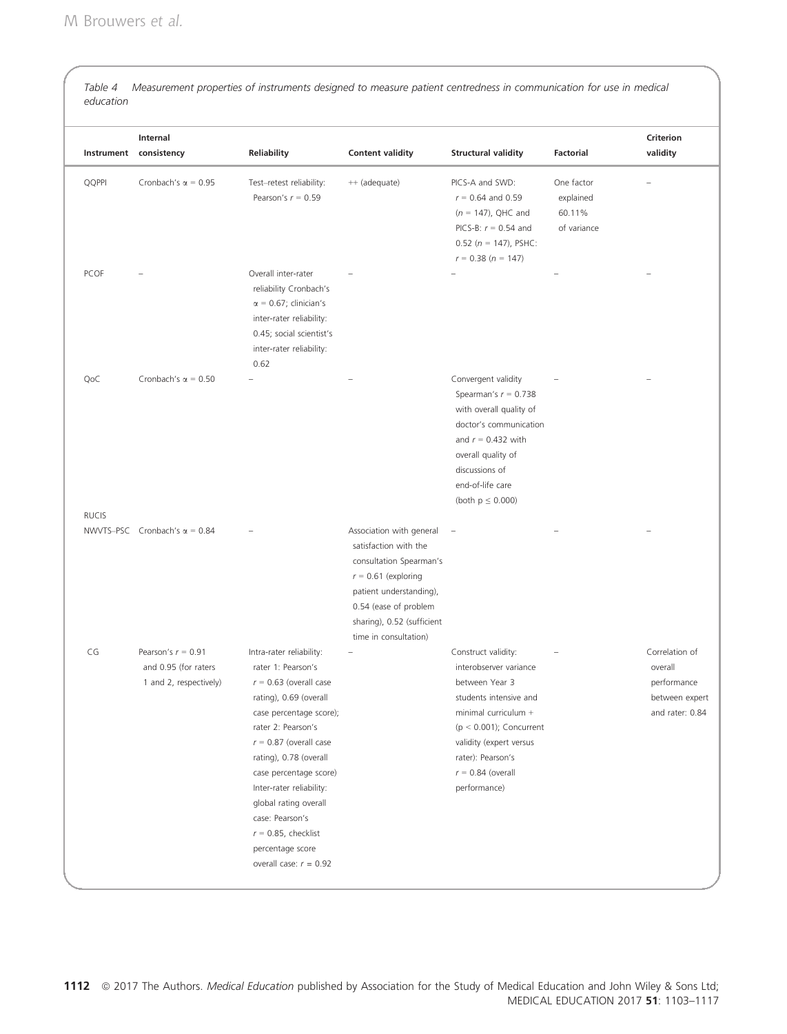*Table 4 Measurement properties of instruments designed to measure patient centredness in communication for use in medical education*

| Instrument | Internal consistency | Reliability | Content validity | Structural validity | Factorial | Criterion validity |
|---|---|---|---|---|---|---|
| QQPPI | Cronbach's α = 0.95 | Test–retest reliability: Pearson's $r$ = 0.59 | ++ (adequate) | PICS-A and SWD: $r$ = 0.64 and 0.59 ($n$ = 147), QHC and PICS-B: $r$ = 0.54 and 0.52 ($n$ = 147), PSHC: $r$ = 0.38 ($n$ = 147) | One factor explained 60.11% of variance | – |
| PCOF | – | Overall inter-rater reliability Cronbach's α = 0.67; clinician's inter-rater reliability: 0.45; social scientist's inter-rater reliability: 0.62 | – | – | – | – |
| QoC | Cronbach's α = 0.50 | – | – | Convergent validity Spearman's $r$ = 0.738 with overall quality of doctor's communication and $r$ = 0.432 with overall quality of discussions of end-of-life care (both p ≤ 0.000) | – | – |
| RUCIS | | | | | | |
| NWVTS–PSC | Cronbach's α = 0.84 | – | Association with general satisfaction with the consultation Spearman's $r$ = 0.61 (exploring patient understanding), 0.54 (ease of problem sharing), 0.52 (sufficient time in consultation) | – | – | – |
| CG | Pearson's $r$ = 0.91 and 0.95 (for raters 1 and 2, respectively) | Intra-rater reliability: rater 1: Pearson's $r$ = 0.63 (overall case rating), 0.69 (overall case percentage score); rater 2: Pearson's $r$ = 0.87 (overall case rating), 0.78 (overall case percentage score) Inter-rater reliability: global rating overall case: Pearson's $r$ = 0.85, checklist percentage score overall case: $r$ = 0.92 | – | Construct validity: interobserver variance between Year 3 students intensive and minimal curriculum + (p < 0.001); Concurrent validity (expert versus rater): Pearson's $r$ = 0.84 (overall performance) | – | Correlation of overall performance between expert and rater: 0.84 |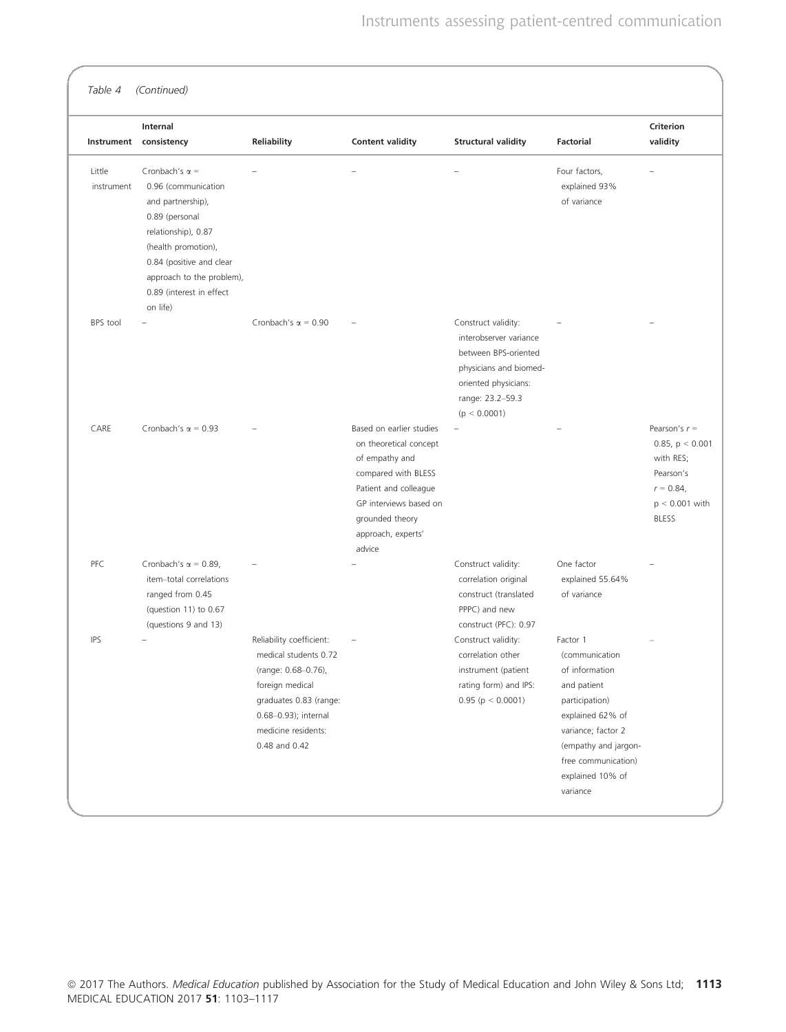*Table 4 (Continued)*

| Instrument | Internal consistency | Reliability | Content validity | Structural validity | Factorial | Criterion validity |
|---|---|---|---|---|---|---|
| Little instrument | Cronbach's $\alpha$ = 0.96 (communication and partnership), 0.89 (personal relationship), 0.87 (health promotion), 0.84 (positive and clear approach to the problem), 0.89 (interest in effect on life) | – | – | – | Four factors, explained 93% of variance | – |
| BPS tool | – | Cronbach's $\alpha$ = 0.90 | – | Construct validity: interobserver variance between BPS-oriented physicians and biomed-oriented physicians: range: 23.2–59.3 ($p < 0.0001$) | – | – |
| CARE | Cronbach's $\alpha$ = 0.93 | – | Based on earlier studies on theoretical concept of empathy and compared with BLESS Patient and colleague GP interviews based on grounded theory approach, experts' advice | – | – | Pearson's $r$ = 0.85, $p < 0.001$ with RES; Pearson's $r$ = 0.84, $p < 0.001$ with BLESS |
| PFC | Cronbach's $\alpha$ = 0.89, item–total correlations ranged from 0.45 (question 11) to 0.67 (questions 9 and 13) | – | – | Construct validity: correlation original construct (translated PPPC) and new construct (PFC): 0.97 | One factor explained 55.64% of variance | – |
| IPS | – | Reliability coefficient: medical students 0.72 (range: 0.68–0.76), foreign medical graduates 0.83 (range: 0.68–0.93); internal medicine residents: 0.48 and 0.42 | – | Construct validity: correlation other instrument (patient rating form) and IPS: 0.95 ($p < 0.0001$) | Factor 1 (communication of information and patient participation) explained 62% of variance; factor 2 (empathy and jargon-free communication) explained 10% of variance | – |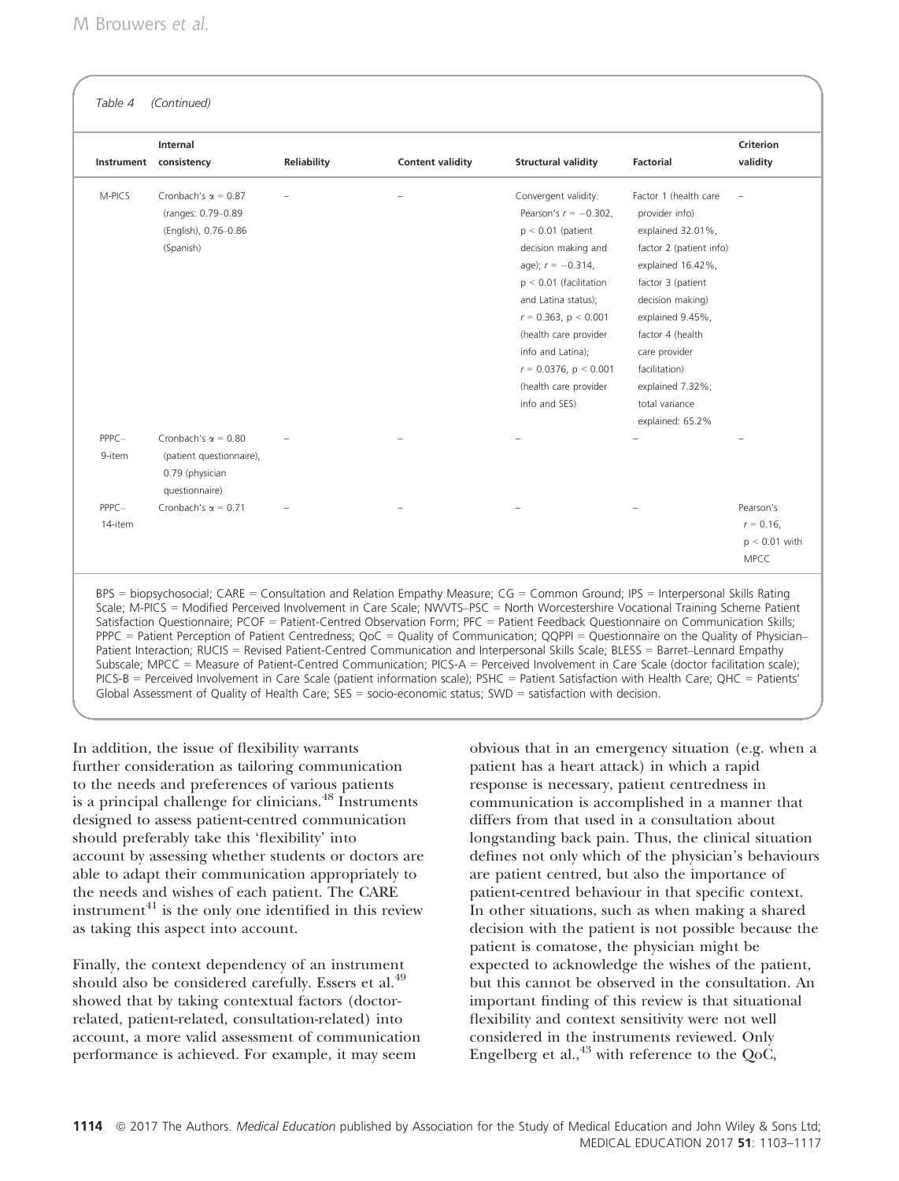Table 4 (Continued)

| Instrument | Internal consistency | Reliability | Content validity | Structural validity | Factorial | Criterion validity |
| --- | --- | --- | --- | --- | --- | --- |
| M-PICS | Cronbach's $\alpha = 0.87$ (ranges: 0.79–0.89 (English), 0.76–0.86 (Spanish) | – | – | Convergent validity: Pearson's $r = -0.302$, $p < 0.01$ (patient decision making and age); $r = -0.314$, $p < 0.01$ (facilitation and Latina status); $r = 0.363$, $p < 0.001$ (health care provider info and Latina); $r = 0.0376$, $p < 0.001$ (health care provider info and SES) | Factor 1 (health care provider info) explained 32.01%, factor 2 (patient info) explained 16.42%, factor 3 (patient decision making) explained 9.45%, factor 4 (health care provider facilitation) explained 7.32%; total variance explained: 65.2% | – |
| PPPC–9-item | Cronbach's $\alpha = 0.80$ (patient questionnaire), 0.79 (physician questionnaire) | – | – | – | – | – |
| PPPC–14-item | Cronbach's $\alpha = 0.71$ | – | – | – | – | Pearson's $r = 0.16$, $p < 0.01$ with MPCC |

BPS = biopsychosocial; CARE = Consultation and Relation Empathy Measure; CG = Common Ground; IPS = Interpersonal Skills Rating Scale; M-PICS = Modified Perceived Involvement in Care Scale; NWVTS–PSC = North Worcestershire Vocational Training Scheme Patient Satisfaction Questionnaire; PCOF = Patient-Centred Observation Form; PFC = Patient Feedback Questionnaire on Communication Skills; PPPC = Patient Perception of Patient Centredness; QoC = Quality of Communication; QQPPI = Questionnaire on the Quality of Physician–Patient Interaction; RUCIS = Revised Patient-Centred Communication and Interpersonal Skills Scale; BLESS = Barret–Lennard Empathy Subscale; MPCC = Measure of Patient-Centred Communication; PICS-A = Perceived Involvement in Care Scale (doctor facilitation scale); PICS-B = Perceived Involvement in Care Scale (patient information scale); PSHC = Patient Satisfaction with Health Care; QHC = Patients' Global Assessment of Quality of Health Care; SES = socio-economic status; SWD = satisfaction with decision.

In addition, the issue of flexibility warrants further consideration as tailoring communication to the needs and preferences of various patients is a principal challenge for clinicians.[48] Instruments designed to assess patient-centred communication should preferably take this 'flexibility' into account by assessing whether students or doctors are able to adapt their communication appropriately to the needs and wishes of each patient. The CARE instrument[41] is the only one identified in this review as taking this aspect into account.

Finally, the context dependency of an instrument should also be considered carefully. Essers et al.[49] showed that by taking contextual factors (doctor-related, patient-related, consultation-related) into account, a more valid assessment of communication performance is achieved. For example, it may seem obvious that in an emergency situation (e.g. when a patient has a heart attack) in which a rapid response is necessary, patient centredness in communication is accomplished in a manner that differs from that used in a consultation about longstanding back pain. Thus, the clinical situation defines not only which of the physician's behaviours are patient centred, but also the importance of patient-centred behaviour in that specific context. In other situations, such as when making a shared decision with the patient is not possible because the patient is comatose, the physician might be expected to acknowledge the wishes of the patient, but this cannot be observed in the consultation. An important finding of this review is that situational flexibility and context sensitivity were not well considered in the instruments reviewed. Only Engelberg et al.,[43] with reference to the QoC,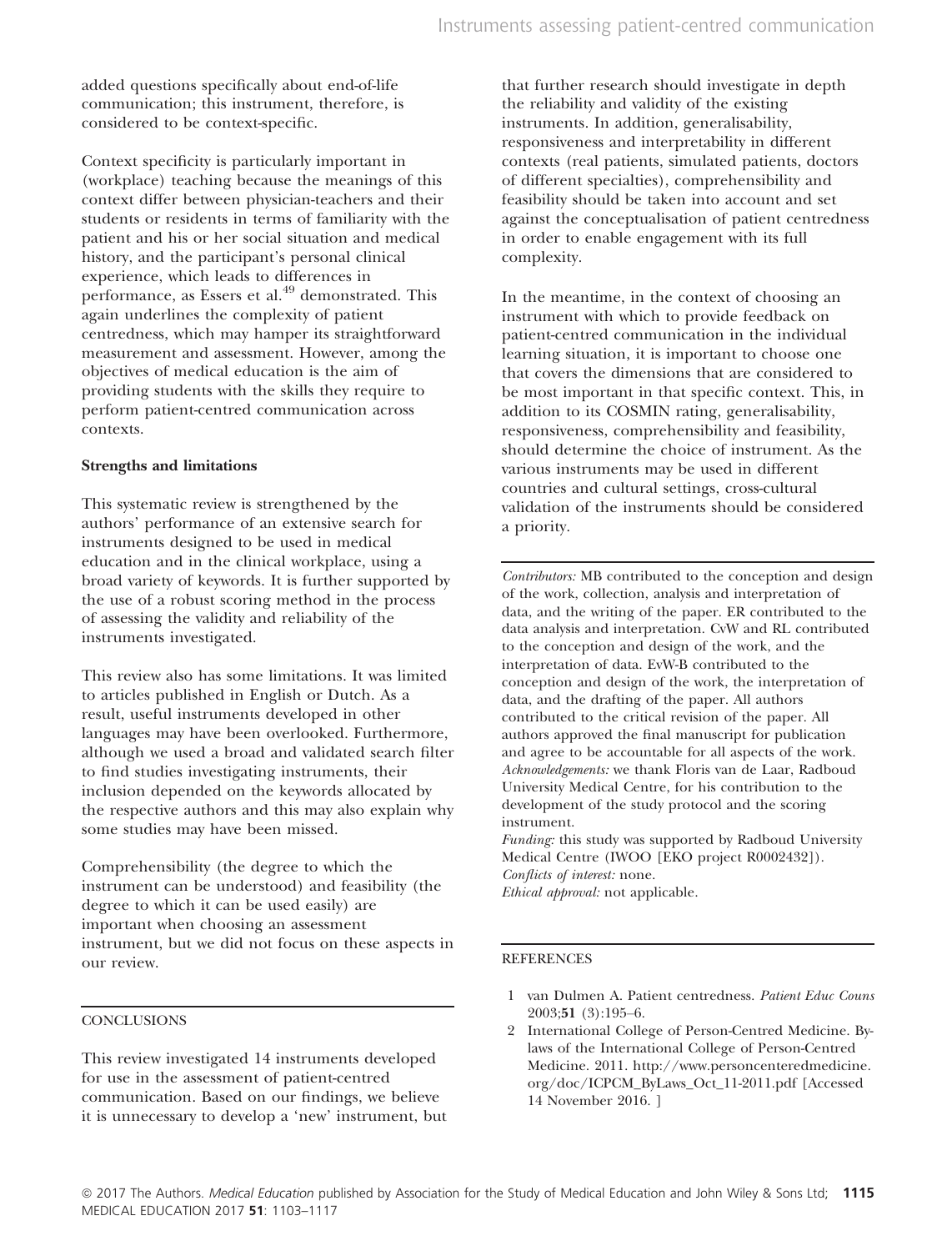added questions specifically about end-of-life communication; this instrument, therefore, is considered to be context-specific.

Context specificity is particularly important in (workplace) teaching because the meanings of this context differ between physician-teachers and their students or residents in terms of familiarity with the patient and his or her social situation and medical history, and the participant's personal clinical experience, which leads to differences in performance, as Essers et al.[49] demonstrated. This again underlines the complexity of patient centredness, which may hamper its straightforward measurement and assessment. However, among the objectives of medical education is the aim of providing students with the skills they require to perform patient-centred communication across contexts.

### Strengths and limitations

This systematic review is strengthened by the authors' performance of an extensive search for instruments designed to be used in medical education and in the clinical workplace, using a broad variety of keywords. It is further supported by the use of a robust scoring method in the process of assessing the validity and reliability of the instruments investigated.

This review also has some limitations. It was limited to articles published in English or Dutch. As a result, useful instruments developed in other languages may have been overlooked. Furthermore, although we used a broad and validated search filter to find studies investigating instruments, their inclusion depended on the keywords allocated by the respective authors and this may also explain why some studies may have been missed.

Comprehensibility (the degree to which the instrument can be understood) and feasibility (the degree to which it can be used easily) are important when choosing an assessment instrument, but we did not focus on these aspects in our review.

## CONCLUSIONS

This review investigated 14 instruments developed for use in the assessment of patient-centred communication. Based on our findings, we believe it is unnecessary to develop a 'new' instrument, but that further research should investigate in depth the reliability and validity of the existing instruments. In addition, generalisability, responsiveness and interpretability in different contexts (real patients, simulated patients, doctors of different specialties), comprehensibility and feasibility should be taken into account and set against the conceptualisation of patient centredness in order to enable engagement with its full complexity.

In the meantime, in the context of choosing an instrument with which to provide feedback on patient-centred communication in the individual learning situation, it is important to choose one that covers the dimensions that are considered to be most important in that specific context. This, in addition to its COSMIN rating, generalisability, responsiveness, comprehensibility and feasibility, should determine the choice of instrument. As the various instruments may be used in different countries and cultural settings, cross-cultural validation of the instruments should be considered a priority.

---

*Contributors:* MB contributed to the conception and design of the work, collection, analysis and interpretation of data, and the writing of the paper. ER contributed to the data analysis and interpretation. CvW and RL contributed to the conception and design of the work, and the interpretation of data. EvW-B contributed to the conception and design of the work, the interpretation of data, and the drafting of the paper. All authors contributed to the critical revision of the paper. All authors approved the final manuscript for publication and agree to be accountable for all aspects of the work.
*Acknowledgements:* we thank Floris van de Laar, Radboud University Medical Centre, for his contribution to the development of the study protocol and the scoring instrument.
*Funding:* this study was supported by Radboud University Medical Centre (IWOO [EKO project R0002432]).
*Conflicts of interest:* none.
*Ethical approval:* not applicable.

## REFERENCES

1 van Dulmen A. Patient centredness. *Patient Educ Couns* 2003;**51** (3):195–6.

2 International College of Person-Centred Medicine. By-laws of the International College of Person-Centred Medicine. 2011. http://www.personcenteredmedicine.org/doc/ICPCM_ByLaws_Oct_11-2011.pdf [Accessed 14 November 2016. ]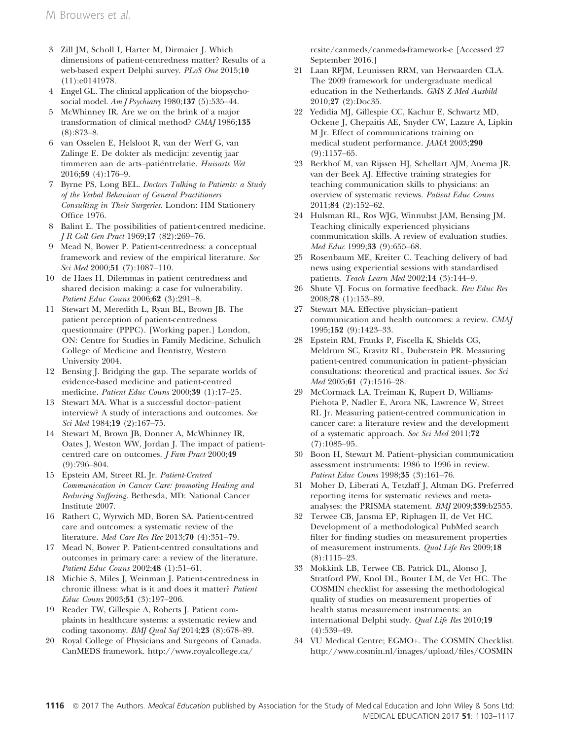3 Zill JM, Scholl I, Harter M, Dirmaier J. Which dimensions of patient-centredness matter? Results of a web-based expert Delphi survey. *PLoS One* 2015;**10** (11):e0141978.

4 Engel GL. The clinical application of the biopsychosocial model. *Am J Psychiatry* 1980;**137** (5):535–44.

5 McWhinney IR. Are we on the brink of a major transformation of clinical method? *CMAJ* 1986;**135** (8):873–8.

6 van Osselen E, Helsloot R, van der Werf G, van Zalinge E. De dokter als medicijn: zeventig jaar timmeren aan de arts–patiëntrelatie. *Huisarts Wet* 2016;**59** (4):176–9.

7 Byrne PS, Long BEL. *Doctors Talking to Patients: a Study of the Verbal Behaviour of General Practitioners Consulting in Their Surgeries*. London: HM Stationery Office 1976.

8 Balint E. The possibilities of patient-centred medicine. *J R Coll Gen Pract* 1969;**17** (82):269–76.

9 Mead N, Bower P. Patient-centredness: a conceptual framework and review of the empirical literature. *Soc Sci Med* 2000;**51** (7):1087–110.

10 de Haes H. Dilemmas in patient centredness and shared decision making: a case for vulnerability. *Patient Educ Couns* 2006;**62** (3):291–8.

11 Stewart M, Meredith L, Ryan BL, Brown JB. The patient perception of patient-centredness questionnaire (PPPC). [Working paper.] London, ON: Centre for Studies in Family Medicine, Schulich College of Medicine and Dentistry, Western University 2004.

12 Bensing J. Bridging the gap. The separate worlds of evidence-based medicine and patient-centred medicine. *Patient Educ Couns* 2000;**39** (1):17–25.

13 Stewart MA. What is a successful doctor–patient interview? A study of interactions and outcomes. *Soc Sci Med* 1984;**19** (2):167–75.

14 Stewart M, Brown JB, Donner A, McWhinney IR, Oates J, Weston WW, Jordan J. The impact of patient-centred care on outcomes. *J Fam Pract* 2000;**49** (9):796–804.

15 Epstein AM, Street RL Jr. *Patient-Centred Communication in Cancer Care: promoting Healing and Reducing Suffering*. Bethesda, MD: National Cancer Institute 2007.

16 Rathert C, Wyrwich MD, Boren SA. Patient-centred care and outcomes: a systematic review of the literature. *Med Care Res Rec* 2013;**70** (4):351–79.

17 Mead N, Bower P. Patient-centred consultations and outcomes in primary care: a review of the literature. *Patient Educ Couns* 2002;**48** (1):51–61.

18 Michie S, Miles J, Weinman J. Patient-centredness in chronic illness: what is it and does it matter? *Patient Educ Couns* 2003;**51** (3):197–206.

19 Reader TW, Gillespie A, Roberts J. Patient complaints in healthcare systems: a systematic review and coding taxonomy. *BMJ Qual Saf* 2014;**23** (8):678–89.

20 Royal College of Physicians and Surgeons of Canada. CanMEDS framework. http://www.royalcollege.ca/rcsite/canmeds/canmeds-framework-e [Accessed 27 September 2016.]

21 Laan RFJM, Leunissen RRM, van Herwaarden CLA. The 2009 framework for undergraduate medical education in the Netherlands. *GMS Z Med Ausbild* 2010;**27** (2):Doc35.

22 Yedidia MJ, Gillespie CC, Kachur E, Schwartz MD, Ockene J, Chepaitis AE, Snyder CW, Lazare A, Lipkin M Jr. Effect of communications training on medical student performance. *JAMA* 2003;**290** (9):1157–65.

23 Berkhof M, van Rijssen HJ, Schellart AJM, Anema JR, van der Beek AJ. Effective training strategies for teaching communication skills to physicians: an overview of systematic reviews. *Patient Educ Couns* 2011;**84** (2):152–62.

24 Hulsman RL, Ros WJG, Winnubst JAM, Bensing JM. Teaching clinically experienced physicians communication skills. A review of evaluation studies. *Med Educ* 1999;**33** (9):655–68.

25 Rosenbaum ME, Kreiter C. Teaching delivery of bad news using experiential sessions with standardised patients. *Teach Learn Med* 2002;**14** (3):144–9.

26 Shute VJ. Focus on formative feedback. *Rev Educ Res* 2008;**78** (1):153–89.

27 Stewart MA. Effective physician–patient communication and health outcomes: a review. *CMAJ* 1995;**152** (9):1423–33.

28 Epstein RM, Franks P, Fiscella K, Shields CG, Meldrum SC, Kravitz RL, Duberstein PR. Measuring patient-centred communication in patient–physician consultations: theoretical and practical issues. *Soc Sci Med* 2005;**61** (7):1516–28.

29 McCormack LA, Treiman K, Rupert D, Williams-Piehota P, Nadler E, Arora NK, Lawrence W, Street RL Jr. Measuring patient-centred communication in cancer care: a literature review and the development of a systematic approach. *Soc Sci Med* 2011;**72** (7):1085–95.

30 Boon H, Stewart M. Patient–physician communication assessment instruments: 1986 to 1996 in review. *Patient Educ Couns* 1998;**35** (3):161–76.

31 Moher D, Liberati A, Tetzlaff J, Altman DG. Preferred reporting items for systematic reviews and meta-analyses: the PRISMA statement. *BMJ* 2009;**339**:b2535.

32 Terwee CB, Jansma EP, Riphagen II, de Vet HC. Development of a methodological PubMed search filter for finding studies on measurement properties of measurement instruments. *Qual Life Res* 2009;**18** (8):1115–23.

33 Mokkink LB, Terwee CB, Patrick DL, Alonso J, Stratford PW, Knol DL, Bouter LM, de Vet HC. The COSMIN checklist for assessing the methodological quality of studies on measurement properties of health status measurement instruments: an international Delphi study. *Qual Life Res* 2010;**19** (4):539–49.

34 VU Medical Centre; EGMO+. The COSMIN Checklist. http://www.cosmin.nl/images/upload/files/COSMIN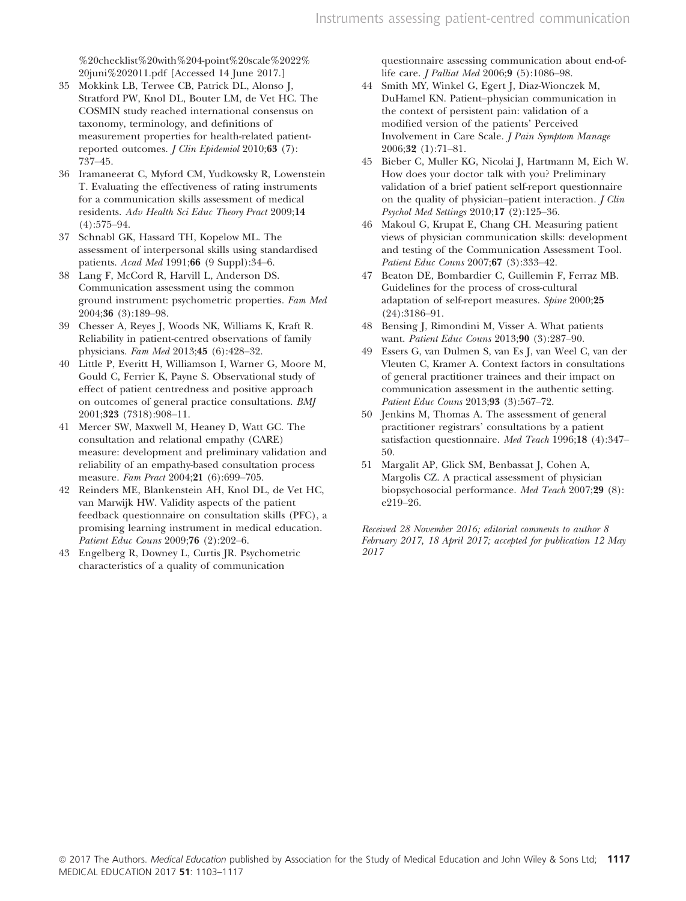%20checklist%20with%204-point%20scale%2022%20juni%202011.pdf [Accessed 14 June 2017.]

35 Mokkink LB, Terwee CB, Patrick DL, Alonso J, Stratford PW, Knol DL, Bouter LM, de Vet HC. The COSMIN study reached international consensus on taxonomy, terminology, and definitions of measurement properties for health-related patient-reported outcomes. *J Clin Epidemiol* 2010;**63** (7): 737–45.

36 Iramaneerat C, Myford CM, Yudkowsky R, Lowenstein T. Evaluating the effectiveness of rating instruments for a communication skills assessment of medical residents. *Adv Health Sci Educ Theory Pract* 2009;**14** (4):575–94.

37 Schnabl GK, Hassard TH, Kopelow ML. The assessment of interpersonal skills using standardised patients. *Acad Med* 1991;**66** (9 Suppl):34–6.

38 Lang F, McCord R, Harvill L, Anderson DS. Communication assessment using the common ground instrument: psychometric properties. *Fam Med* 2004;**36** (3):189–98.

39 Chesser A, Reyes J, Woods NK, Williams K, Kraft R. Reliability in patient-centred observations of family physicians. *Fam Med* 2013;**45** (6):428–32.

40 Little P, Everitt H, Williamson I, Warner G, Moore M, Gould C, Ferrier K, Payne S. Observational study of effect of patient centredness and positive approach on outcomes of general practice consultations. *BMJ* 2001;**323** (7318):908–11.

41 Mercer SW, Maxwell M, Heaney D, Watt GC. The consultation and relational empathy (CARE) measure: development and preliminary validation and reliability of an empathy-based consultation process measure. *Fam Pract* 2004;**21** (6):699–705.

42 Reinders ME, Blankenstein AH, Knol DL, de Vet HC, van Marwijk HW. Validity aspects of the patient feedback questionnaire on consultation skills (PFC), a promising learning instrument in medical education. *Patient Educ Couns* 2009;**76** (2):202–6.

43 Engelberg R, Downey L, Curtis JR. Psychometric characteristics of a quality of communication questionnaire assessing communication about end-of-life care. *J Palliat Med* 2006;**9** (5):1086–98.

44 Smith MY, Winkel G, Egert J, Diaz-Wionczek M, DuHamel KN. Patient–physician communication in the context of persistent pain: validation of a modified version of the patients' Perceived Involvement in Care Scale. *J Pain Symptom Manage* 2006;**32** (1):71–81.

45 Bieber C, Muller KG, Nicolai J, Hartmann M, Eich W. How does your doctor talk with you? Preliminary validation of a brief patient self-report questionnaire on the quality of physician–patient interaction. *J Clin Psychol Med Settings* 2010;**17** (2):125–36.

46 Makoul G, Krupat E, Chang CH. Measuring patient views of physician communication skills: development and testing of the Communication Assessment Tool. *Patient Educ Couns* 2007;**67** (3):333–42.

47 Beaton DE, Bombardier C, Guillemin F, Ferraz MB. Guidelines for the process of cross-cultural adaptation of self-report measures. *Spine* 2000;**25** (24):3186–91.

48 Bensing J, Rimondini M, Visser A. What patients want. *Patient Educ Couns* 2013;**90** (3):287–90.

49 Essers G, van Dulmen S, van Es J, van Weel C, van der Vleuten C, Kramer A. Context factors in consultations of general practitioner trainees and their impact on communication assessment in the authentic setting. *Patient Educ Couns* 2013;**93** (3):567–72.

50 Jenkins M, Thomas A. The assessment of general practitioner registrars' consultations by a patient satisfaction questionnaire. *Med Teach* 1996;**18** (4):347–50.

51 Margalit AP, Glick SM, Benbassat J, Cohen A, Margolis CZ. A practical assessment of physician biopsychosocial performance. *Med Teach* 2007;**29** (8): e219–26.

*Received 28 November 2016; editorial comments to author 8 February 2017, 18 April 2017; accepted for publication 12 May 2017*